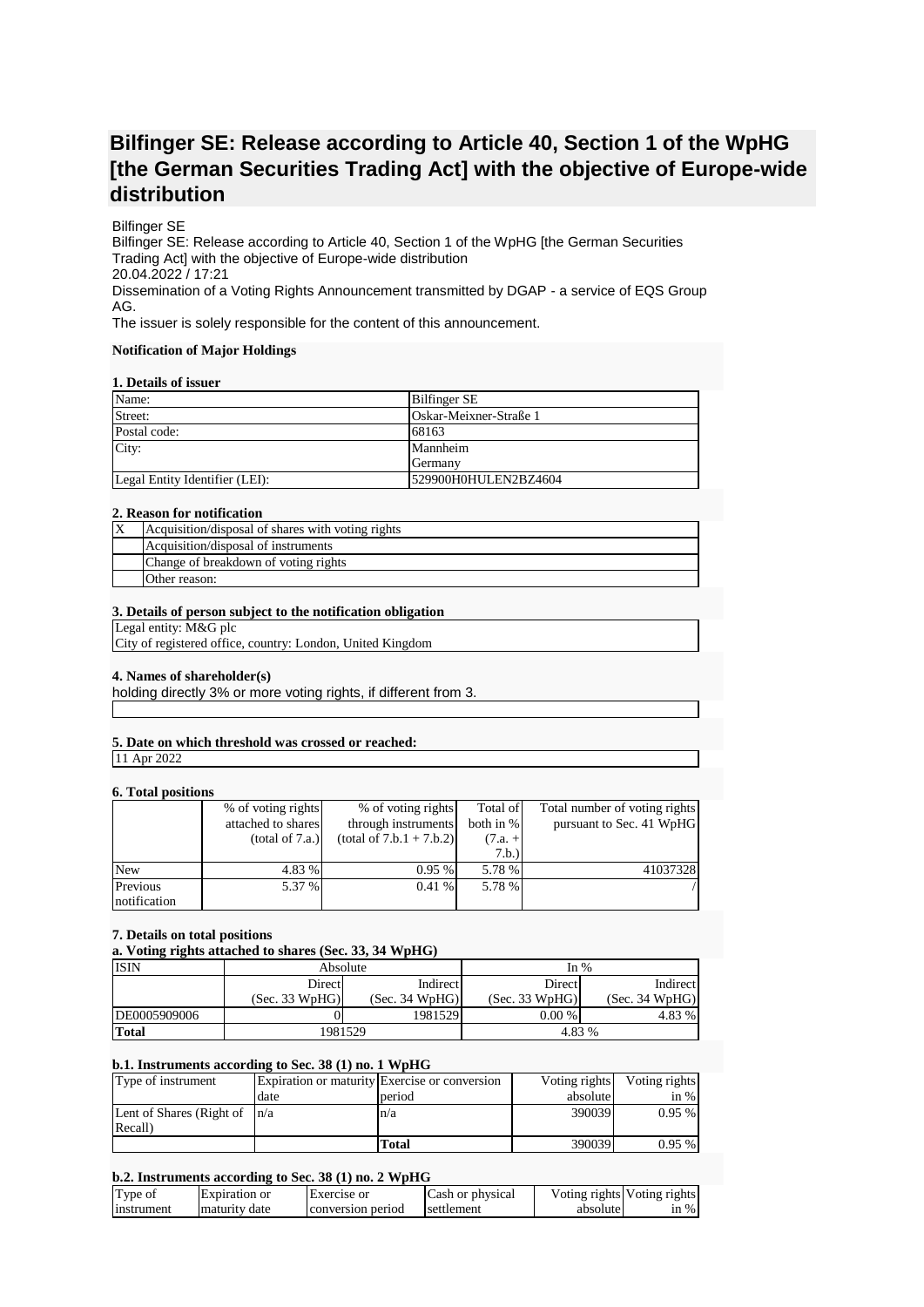# Bilfinger SE: Release according to Article 40, Section 1 of the WpHG [the German Securities Trading Act] with the objective of Europe-wide distribution

Bilfinger SE
Bilfinger SE: Release according to Article 40, Section 1 of the WpHG [the German Securities Trading Act] with the objective of Europe-wide distribution
20.04.2022 / 17:21
Dissemination of a Voting Rights Announcement transmitted by DGAP - a service of EQS Group AG.
The issuer is solely responsible for the content of this announcement.

**Notification of Major Holdings**

**1. Details of issuer**

| | |
|---|---|
| Name: | Bilfinger SE |
| Street: | Oskar-Meixner-Straße 1 |
| Postal code: | 68163 |
| City: | Mannheim<br>Germany |
| Legal Entity Identifier (LEI): | 529900H0HULEN2BZ4604 |

**2. Reason for notification**

| | |
|---|---|
| X | Acquisition/disposal of shares with voting rights |
| | Acquisition/disposal of instruments |
| | Change of breakdown of voting rights |
| | Other reason: |

**3. Details of person subject to the notification obligation**

Legal entity: M&G plc
City of registered office, country: London, United Kingdom

**4. Names of shareholder(s)**

holding directly 3% or more voting rights, if different from 3.

**5. Date on which threshold was crossed or reached:**

11 Apr 2022

**6. Total positions**

| | % of voting rights attached to shares (total of 7.a.) | % of voting rights through instruments (total of 7.b.1 + 7.b.2) | Total of both in % (7.a. + 7.b.) | Total number of voting rights pursuant to Sec. 41 WpHG |
|---|---|---|---|---|
| New | 4.83 % | 0.95 % | 5.78 % | 41037328 |
| Previous notification | 5.37 % | 0.41 % | 5.78 % | / |

**7. Details on total positions**

**a. Voting rights attached to shares (Sec. 33, 34 WpHG)**

| ISIN | Absolute | | In % | |
|---|---|---|---|---|
| | Direct (Sec. 33 WpHG) | Indirect (Sec. 34 WpHG) | Direct (Sec. 33 WpHG) | Indirect (Sec. 34 WpHG) |
| DE0005909006 | 0 | 1981529 | 0.00 % | 4.83 % |
| **Total** | 1981529 | | 4.83 % | |

**b.1. Instruments according to Sec. 38 (1) no. 1 WpHG**

| Type of instrument | Expiration or maturity date | Exercise or conversion period | Voting rights absolute | Voting rights in % |
|---|---|---|---|---|
| Lent of Shares (Right of Recall) | n/a | n/a | 390039 | 0.95 % |
| | | **Total** | 390039 | 0.95 % |

**b.2. Instruments according to Sec. 38 (1) no. 2 WpHG**

| Type of instrument | Expiration or maturity date | Exercise or conversion period | Cash or physical settlement | Voting rights absolute | Voting rights in % |
|---|---|---|---|---|---|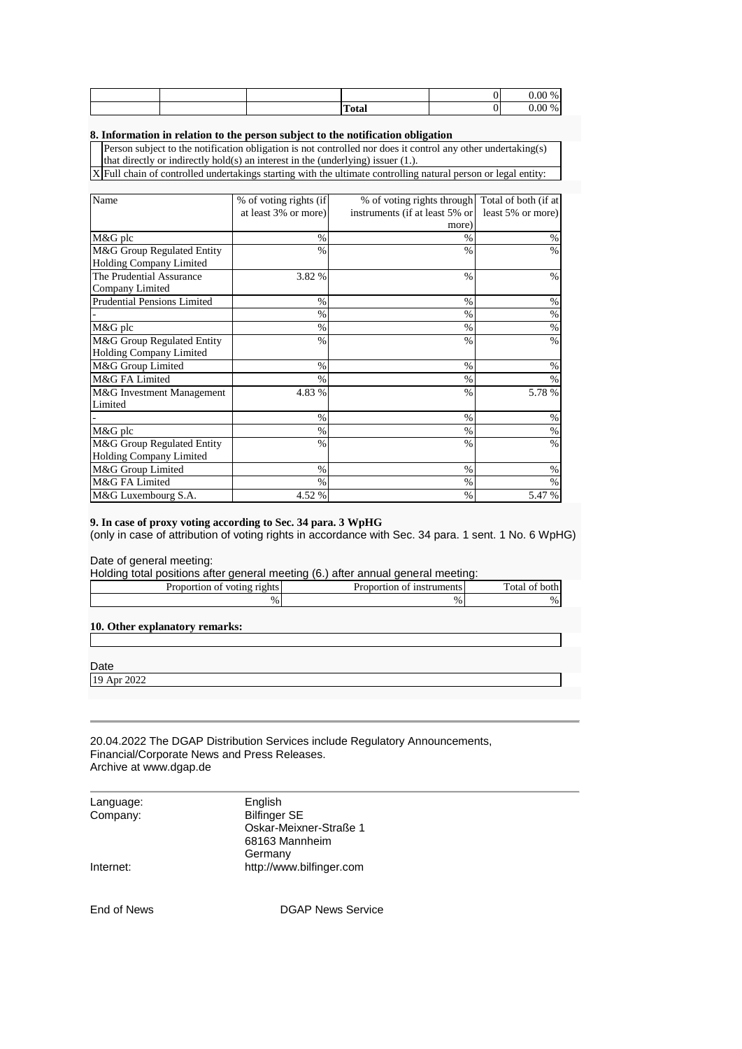| | | | | | |
|---|---|---|---|---|---|
| | | | | 0 | 0.00 % |
| | | | **Total** | 0 | 0.00 % |

**8. Information in relation to the person subject to the notification obligation**

| | |
|---|---|
| | Person subject to the notification obligation is not controlled nor does it control any other undertaking(s) that directly or indirectly hold(s) an interest in the (underlying) issuer (1.). |
| X | Full chain of controlled undertakings starting with the ultimate controlling natural person or legal entity: |

| Name | % of voting rights (if at least 3% or more) | % of voting rights through instruments (if at least 5% or more) | Total of both (if at least 5% or more) |
|---|---|---|---|
| M&G plc | % | % | % |
| M&G Group Regulated Entity Holding Company Limited | % | % | % |
| The Prudential Assurance Company Limited | 3.82 % | % | % |
| Prudential Pensions Limited | % | % | % |
| - | % | % | % |
| M&G plc | % | % | % |
| M&G Group Regulated Entity Holding Company Limited | % | % | % |
| M&G Group Limited | % | % | % |
| M&G FA Limited | % | % | % |
| M&G Investment Management Limited | 4.83 % | % | 5.78 % |
| - | % | % | % |
| M&G plc | % | % | % |
| M&G Group Regulated Entity Holding Company Limited | % | % | % |
| M&G Group Limited | % | % | % |
| M&G FA Limited | % | % | % |
| M&G Luxembourg S.A. | 4.52 % | % | 5.47 % |

**9. In case of proxy voting according to Sec. 34 para. 3 WpHG**
(only in case of attribution of voting rights in accordance with Sec. 34 para. 1 sent. 1 No. 6 WpHG)

Date of general meeting:
Holding total positions after general meeting (6.) after annual general meeting:

| Proportion of voting rights | Proportion of instruments | Total of both |
|---|---|---|
| % | % | % |

**10. Other explanatory remarks:**

Date
19 Apr 2022

---

20.04.2022 The DGAP Distribution Services include Regulatory Announcements, Financial/Corporate News and Press Releases.
Archive at www.dgap.de

---

| | |
|---|---|
| Language: | English |
| Company: | Bilfinger SE<br>Oskar-Meixner-Straße 1<br>68163 Mannheim<br>Germany |
| Internet: | http://www.bilfinger.com |

End of News DGAP News Service